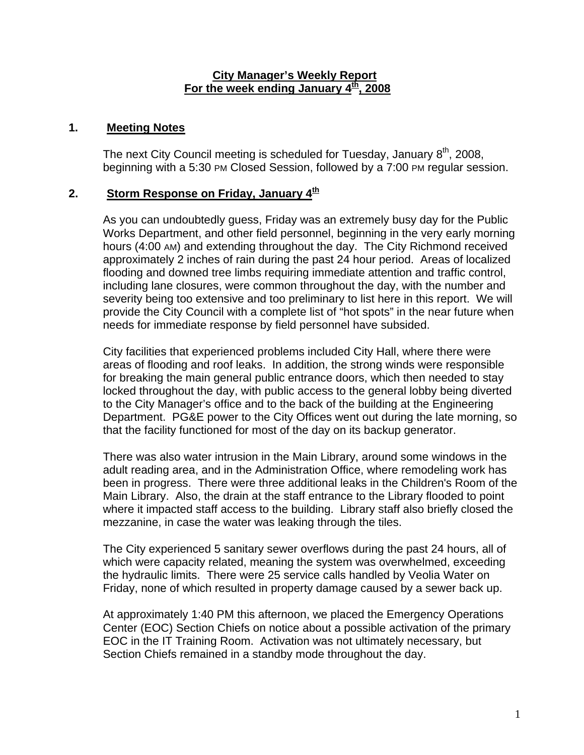# City Manager's Weekly Report
## For the week ending January 4th, 2008

## 1. Meeting Notes

The next City Council meeting is scheduled for Tuesday, January 8th, 2008, beginning with a 5:30 PM Closed Session, followed by a 7:00 PM regular session.

## 2. Storm Response on Friday, January 4th

As you can undoubtedly guess, Friday was an extremely busy day for the Public Works Department, and other field personnel, beginning in the very early morning hours (4:00 AM) and extending throughout the day. The City Richmond received approximately 2 inches of rain during the past 24 hour period. Areas of localized flooding and downed tree limbs requiring immediate attention and traffic control, including lane closures, were common throughout the day, with the number and severity being too extensive and too preliminary to list here in this report. We will provide the City Council with a complete list of "hot spots" in the near future when needs for immediate response by field personnel have subsided.

City facilities that experienced problems included City Hall, where there were areas of flooding and roof leaks. In addition, the strong winds were responsible for breaking the main general public entrance doors, which then needed to stay locked throughout the day, with public access to the general lobby being diverted to the City Manager's office and to the back of the building at the Engineering Department. PG&E power to the City Offices went out during the late morning, so that the facility functioned for most of the day on its backup generator.

There was also water intrusion in the Main Library, around some windows in the adult reading area, and in the Administration Office, where remodeling work has been in progress. There were three additional leaks in the Children's Room of the Main Library. Also, the drain at the staff entrance to the Library flooded to point where it impacted staff access to the building. Library staff also briefly closed the mezzanine, in case the water was leaking through the tiles.

The City experienced 5 sanitary sewer overflows during the past 24 hours, all of which were capacity related, meaning the system was overwhelmed, exceeding the hydraulic limits. There were 25 service calls handled by Veolia Water on Friday, none of which resulted in property damage caused by a sewer back up.

At approximately 1:40 PM this afternoon, we placed the Emergency Operations Center (EOC) Section Chiefs on notice about a possible activation of the primary EOC in the IT Training Room. Activation was not ultimately necessary, but Section Chiefs remained in a standby mode throughout the day.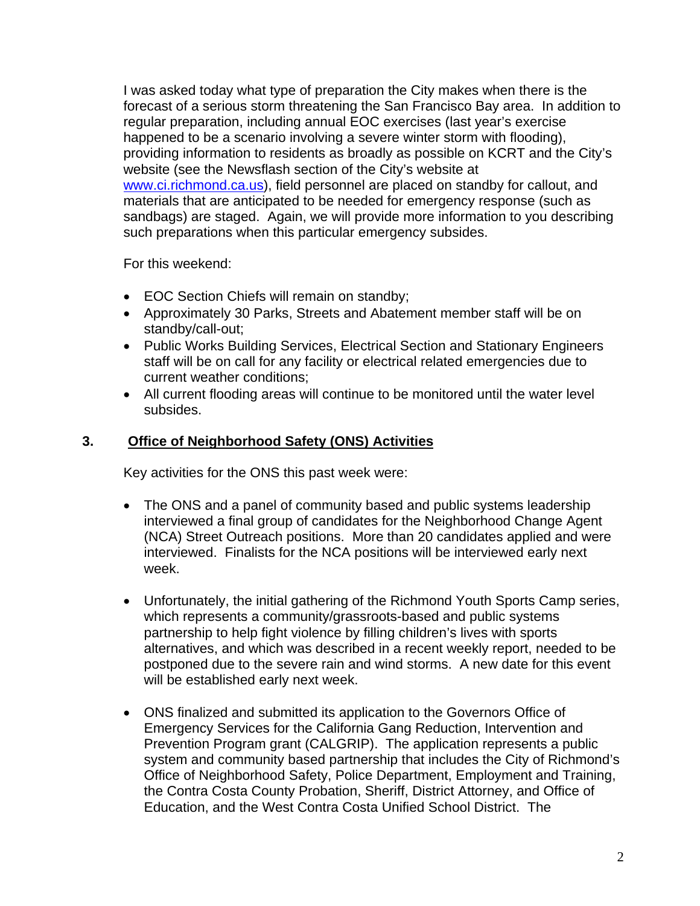I was asked today what type of preparation the City makes when there is the forecast of a serious storm threatening the San Francisco Bay area. In addition to regular preparation, including annual EOC exercises (last year's exercise happened to be a scenario involving a severe winter storm with flooding), providing information to residents as broadly as possible on KCRT and the City's website (see the Newsflash section of the City's website at [www.ci.richmond.ca.us](http://www.ci.richmond.ca.us)), field personnel are placed on standby for callout, and materials that are anticipated to be needed for emergency response (such as sandbags) are staged. Again, we will provide more information to you describing such preparations when this particular emergency subsides.

For this weekend:

- EOC Section Chiefs will remain on standby;
- Approximately 30 Parks, Streets and Abatement member staff will be on standby/call-out;
- Public Works Building Services, Electrical Section and Stationary Engineers staff will be on call for any facility or electrical related emergencies due to current weather conditions;
- All current flooding areas will continue to be monitored until the water level subsides.

## 3. <u>Office of Neighborhood Safety (ONS) Activities</u>

Key activities for the ONS this past week were:

- The ONS and a panel of community based and public systems leadership interviewed a final group of candidates for the Neighborhood Change Agent (NCA) Street Outreach positions. More than 20 candidates applied and were interviewed. Finalists for the NCA positions will be interviewed early next week.

- Unfortunately, the initial gathering of the Richmond Youth Sports Camp series, which represents a community/grassroots-based and public systems partnership to help fight violence by filling children's lives with sports alternatives, and which was described in a recent weekly report, needed to be postponed due to the severe rain and wind storms. A new date for this event will be established early next week.

- ONS finalized and submitted its application to the Governors Office of Emergency Services for the California Gang Reduction, Intervention and Prevention Program grant (CALGRIP). The application represents a public system and community based partnership that includes the City of Richmond's Office of Neighborhood Safety, Police Department, Employment and Training, the Contra Costa County Probation, Sheriff, District Attorney, and Office of Education, and the West Contra Costa Unified School District. The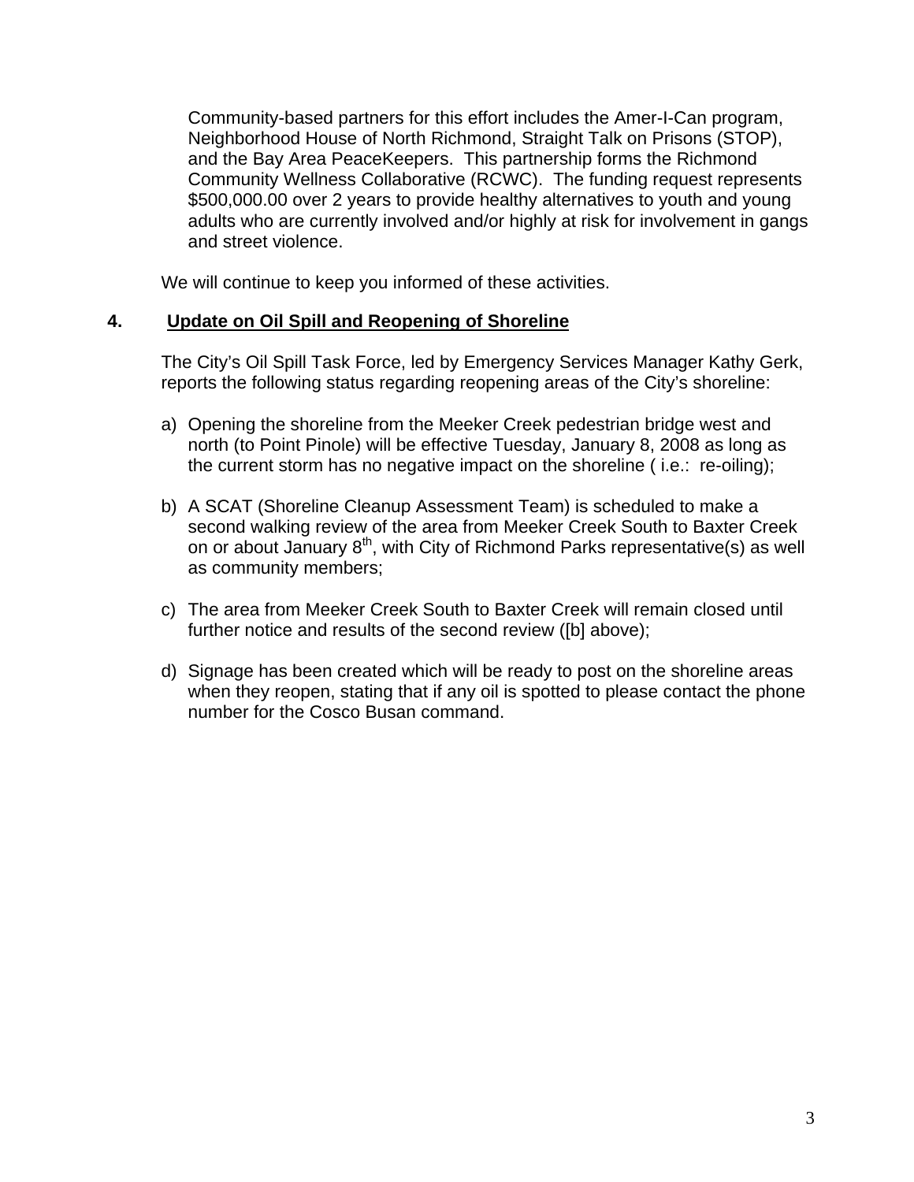Community-based partners for this effort includes the Amer-I-Can program, Neighborhood House of North Richmond, Straight Talk on Prisons (STOP), and the Bay Area PeaceKeepers. This partnership forms the Richmond Community Wellness Collaborative (RCWC). The funding request represents $500,000.00 over 2 years to provide healthy alternatives to youth and young adults who are currently involved and/or highly at risk for involvement in gangs and street violence.

We will continue to keep you informed of these activities.

## 4. Update on Oil Spill and Reopening of Shoreline

The City's Oil Spill Task Force, led by Emergency Services Manager Kathy Gerk, reports the following status regarding reopening areas of the City's shoreline:

a) Opening the shoreline from the Meeker Creek pedestrian bridge west and north (to Point Pinole) will be effective Tuesday, January 8, 2008 as long as the current storm has no negative impact on the shoreline ( i.e.: re-oiling);

b) A SCAT (Shoreline Cleanup Assessment Team) is scheduled to make a second walking review of the area from Meeker Creek South to Baxter Creek on or about January 8th, with City of Richmond Parks representative(s) as well as community members;

c) The area from Meeker Creek South to Baxter Creek will remain closed until further notice and results of the second review ([b] above);

d) Signage has been created which will be ready to post on the shoreline areas when they reopen, stating that if any oil is spotted to please contact the phone number for the Cosco Busan command.